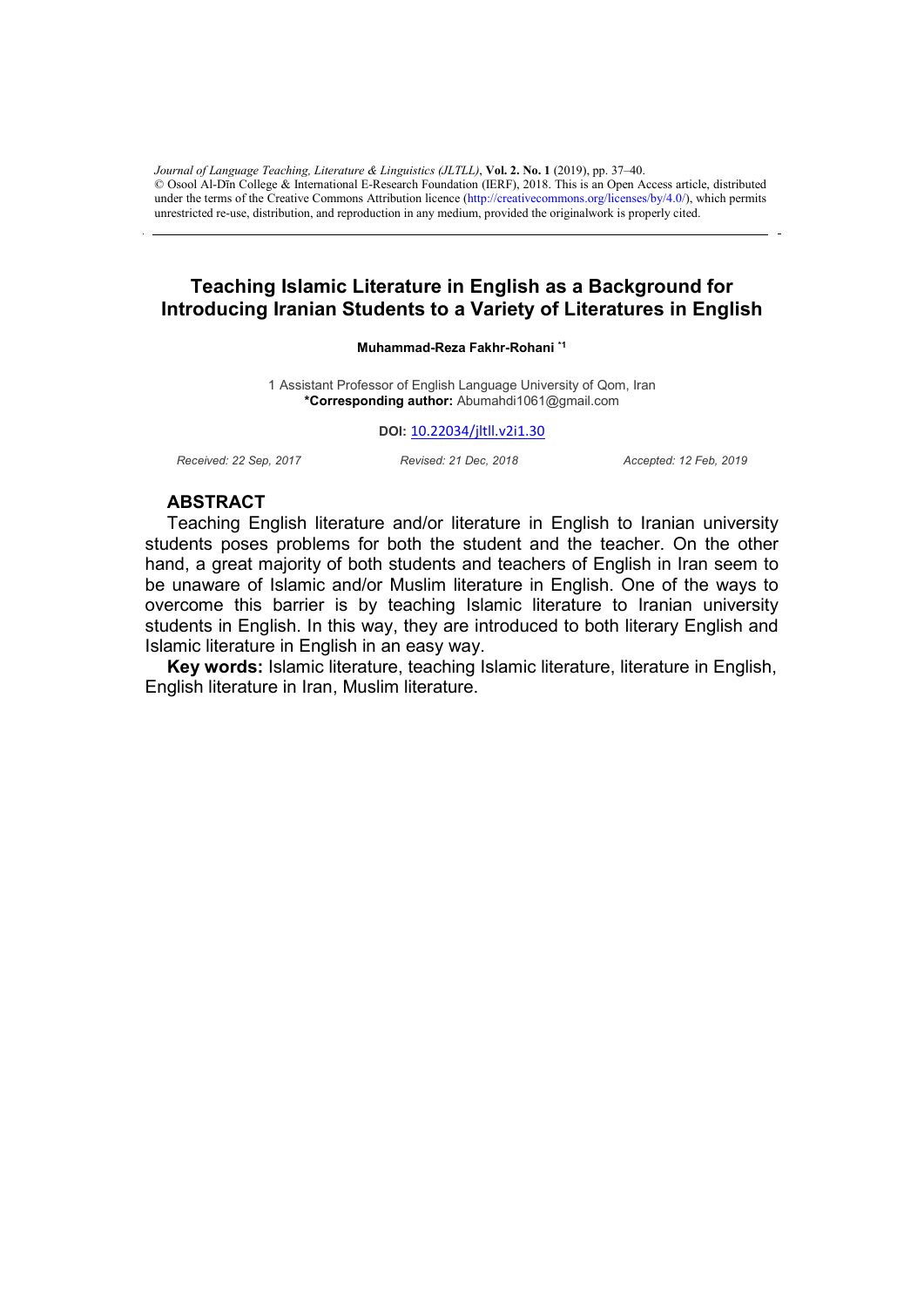*Journal of Language Teaching, Literature & Linguistics (JLTLL)*, **Vol. 2. No. 1** (2019), pp. 37–40.
© Osool Al-Dīn College & International E-Research Foundation (IERF), 2018. This is an Open Access article, distributed under the terms of the Creative Commons Attribution licence (http://creativecommons.org/licenses/by/4.0/), which permits unrestricted re-use, distribution, and reproduction in any medium, provided the originalwork is properly cited.

# Teaching Islamic Literature in English as a Background for Introducing Iranian Students to a Variety of Literatures in English

**Muhammad-Reza Fakhr-Rohani** *[1]

1 Assistant Professor of English Language University of Qom, Iran
**\*Corresponding author:** Abumahdi1061@gmail.com

**DOI:** 10.22034/jltll.v2i1.30

*Received: 22 Sep, 2017* *Revised: 21 Dec, 2018* *Accepted: 12 Feb, 2019*

## ABSTRACT

Teaching English literature and/or literature in English to Iranian university students poses problems for both the student and the teacher. On the other hand, a great majority of both students and teachers of English in Iran seem to be unaware of Islamic and/or Muslim literature in English. One of the ways to overcome this barrier is by teaching Islamic literature to Iranian university students in English. In this way, they are introduced to both literary English and Islamic literature in English in an easy way.

**Key words:** Islamic literature, teaching Islamic literature, literature in English, English literature in Iran, Muslim literature.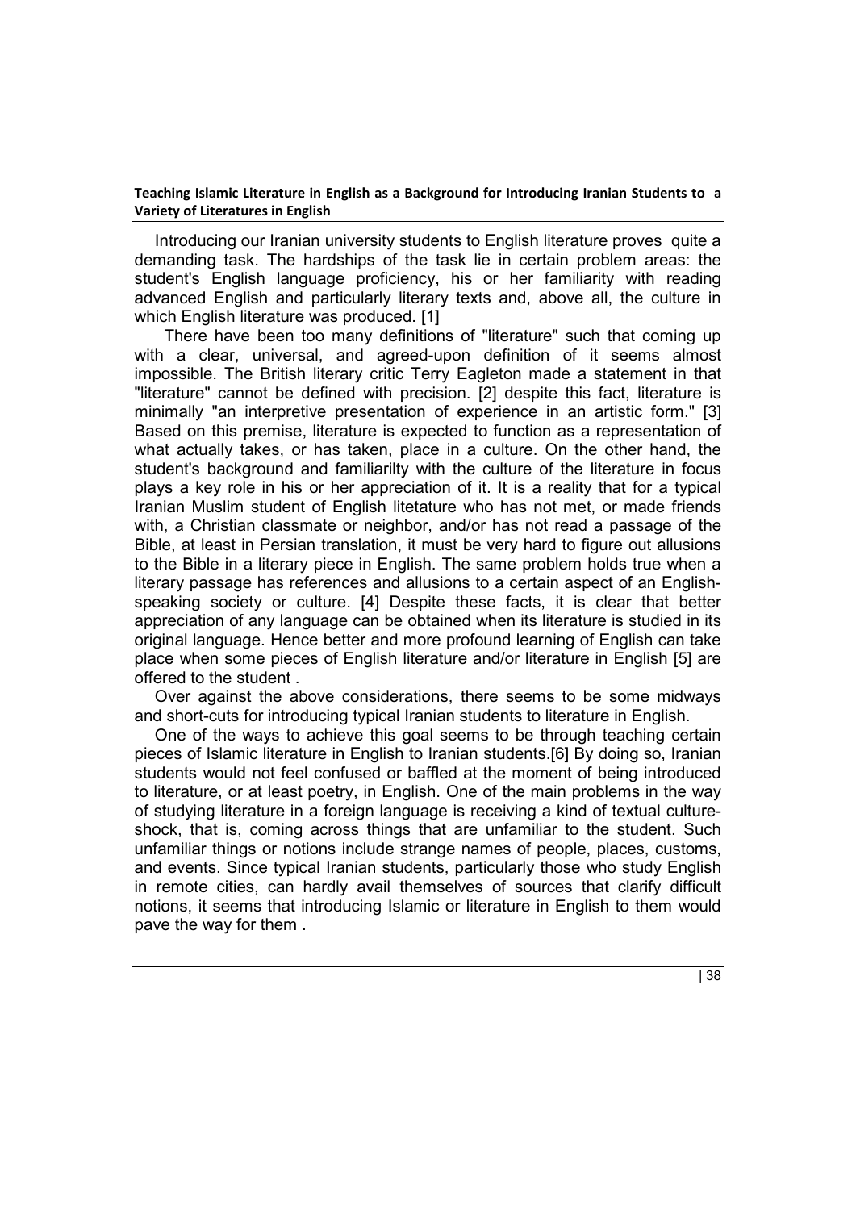Introducing our Iranian university students to English literature proves quite a demanding task. The hardships of the task lie in certain problem areas: the student's English language proficiency, his or her familiarity with reading advanced English and particularly literary texts and, above all, the culture in which English literature was produced. [1]

There have been too many definitions of "literature" such that coming up with a clear, universal, and agreed-upon definition of it seems almost impossible. The British literary critic Terry Eagleton made a statement in that "literature" cannot be defined with precision. [2] despite this fact, literature is minimally "an interpretive presentation of experience in an artistic form." [3] Based on this premise, literature is expected to function as a representation of what actually takes, or has taken, place in a culture. On the other hand, the student's background and familiarilty with the culture of the literature in focus plays a key role in his or her appreciation of it. It is a reality that for a typical Iranian Muslim student of English litetature who has not met, or made friends with, a Christian classmate or neighbor, and/or has not read a passage of the Bible, at least in Persian translation, it must be very hard to figure out allusions to the Bible in a literary piece in English. The same problem holds true when a literary passage has references and allusions to a certain aspect of an English-speaking society or culture. [4] Despite these facts, it is clear that better appreciation of any language can be obtained when its literature is studied in its original language. Hence better and more profound learning of English can take place when some pieces of English literature and/or literature in English [5] are offered to the student .

Over against the above considerations, there seems to be some midways and short-cuts for introducing typical Iranian students to literature in English.

One of the ways to achieve this goal seems to be through teaching certain pieces of Islamic literature in English to Iranian students.[6] By doing so, Iranian students would not feel confused or baffled at the moment of being introduced to literature, or at least poetry, in English. One of the main problems in the way of studying literature in a foreign language is receiving a kind of textual culture-shock, that is, coming across things that are unfamiliar to the student. Such unfamiliar things or notions include strange names of people, places, customs, and events. Since typical Iranian students, particularly those who study English in remote cities, can hardly avail themselves of sources that clarify difficult notions, it seems that introducing Islamic or literature in English to them would pave the way for them .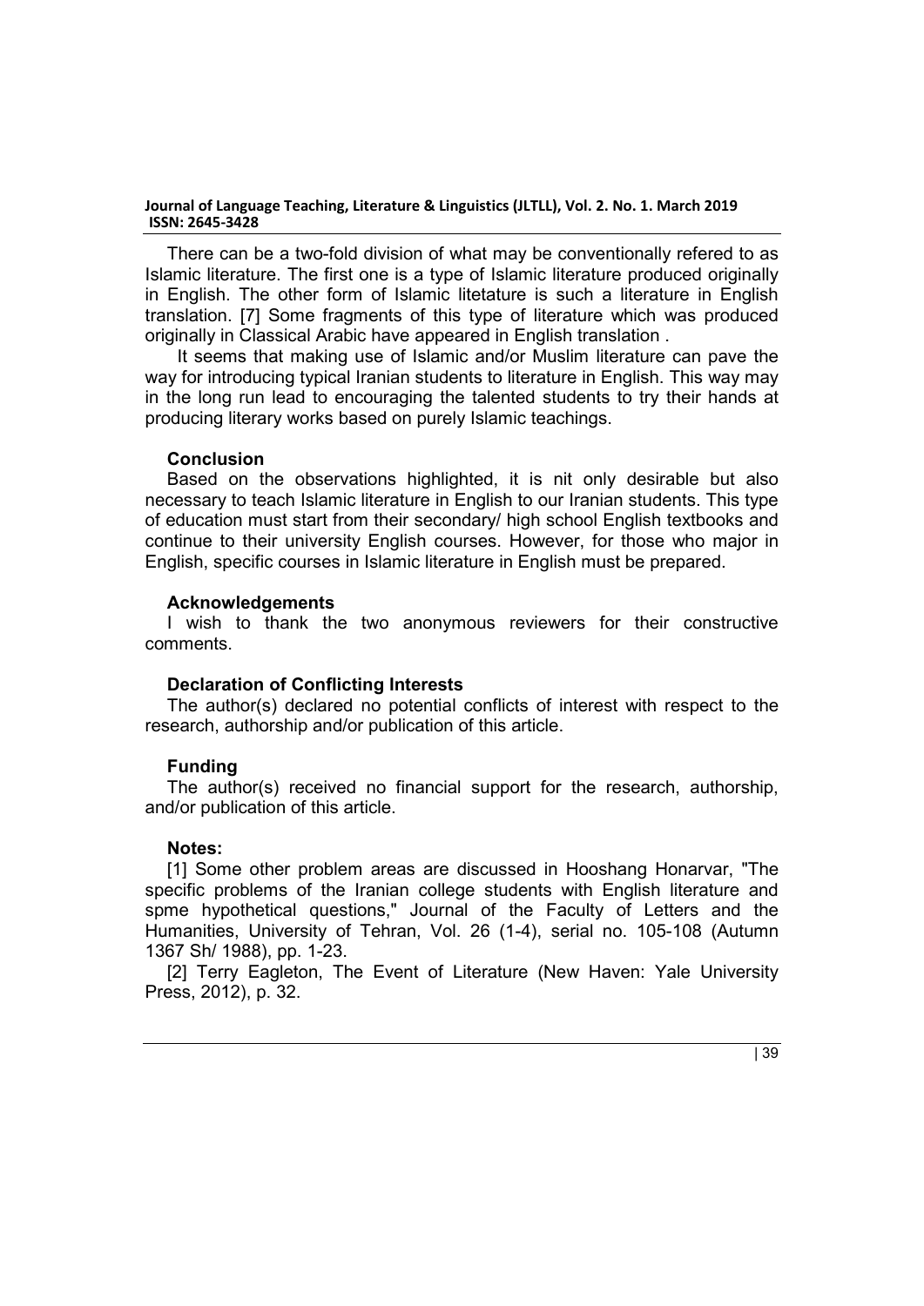There can be a two-fold division of what may be conventionally refered to as Islamic literature. The first one is a type of Islamic literature produced originally in English. The other form of Islamic litetature is such a literature in English translation. [7] Some fragments of this type of literature which was produced originally in Classical Arabic have appeared in English translation .

It seems that making use of Islamic and/or Muslim literature can pave the way for introducing typical Iranian students to literature in English. This way may in the long run lead to encouraging the talented students to try their hands at producing literary works based on purely Islamic teachings.

## Conclusion

Based on the observations highlighted, it is nit only desirable but also necessary to teach Islamic literature in English to our Iranian students. This type of education must start from their secondary/ high school English textbooks and continue to their university English courses. However, for those who major in English, specific courses in Islamic literature in English must be prepared.

## Acknowledgements

I wish to thank the two anonymous reviewers for their constructive comments.

## Declaration of Conflicting Interests

The author(s) declared no potential conflicts of interest with respect to the research, authorship and/or publication of this article.

## Funding

The author(s) received no financial support for the research, authorship, and/or publication of this article.

## Notes:

[1] Some other problem areas are discussed in Hooshang Honarvar, "The specific problems of the Iranian college students with English literature and spme hypothetical questions," Journal of the Faculty of Letters and the Humanities, University of Tehran, Vol. 26 (1-4), serial no. 105-108 (Autumn 1367 Sh/ 1988), pp. 1-23.

[2] Terry Eagleton, The Event of Literature (New Haven: Yale University Press, 2012), p. 32.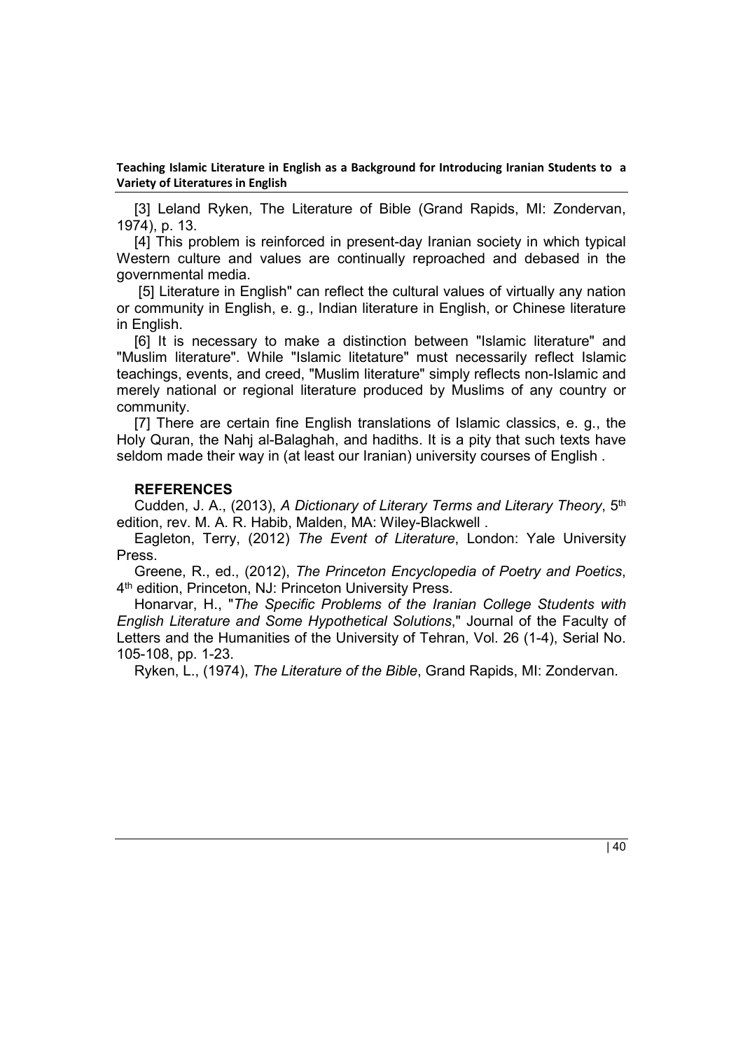[3] Leland Ryken, The Literature of Bible (Grand Rapids, MI: Zondervan, 1974), p. 13.

[4] This problem is reinforced in present-day Iranian society in which typical Western culture and values are continually reproached and debased in the governmental media.

[5] Literature in English" can reflect the cultural values of virtually any nation or community in English, e. g., Indian literature in English, or Chinese literature in English.

[6] It is necessary to make a distinction between "Islamic literature" and "Muslim literature". While "Islamic litetature" must necessarily reflect Islamic teachings, events, and creed, "Muslim literature" simply reflects non-Islamic and merely national or regional literature produced by Muslims of any country or community.

[7] There are certain fine English translations of Islamic classics, e. g., the Holy Quran, the Nahj al-Balaghah, and hadiths. It is a pity that such texts have seldom made their way in (at least our Iranian) university courses of English .

### REFERENCES

Cudden, J. A., (2013), *A Dictionary of Literary Terms and Literary Theory*, 5th edition, rev. M. A. R. Habib, Malden, MA: Wiley-Blackwell .

Eagleton, Terry, (2012) *The Event of Literature*, London: Yale University Press.

Greene, R., ed., (2012), *The Princeton Encyclopedia of Poetry and Poetics*, 4th edition, Princeton, NJ: Princeton University Press.

Honarvar, H., "*The Specific Problems of the Iranian College Students with English Literature and Some Hypothetical Solutions*," Journal of the Faculty of Letters and the Humanities of the University of Tehran, Vol. 26 (1-4), Serial No. 105-108, pp. 1-23.

Ryken, L., (1974), *The Literature of the Bible*, Grand Rapids, MI: Zondervan.